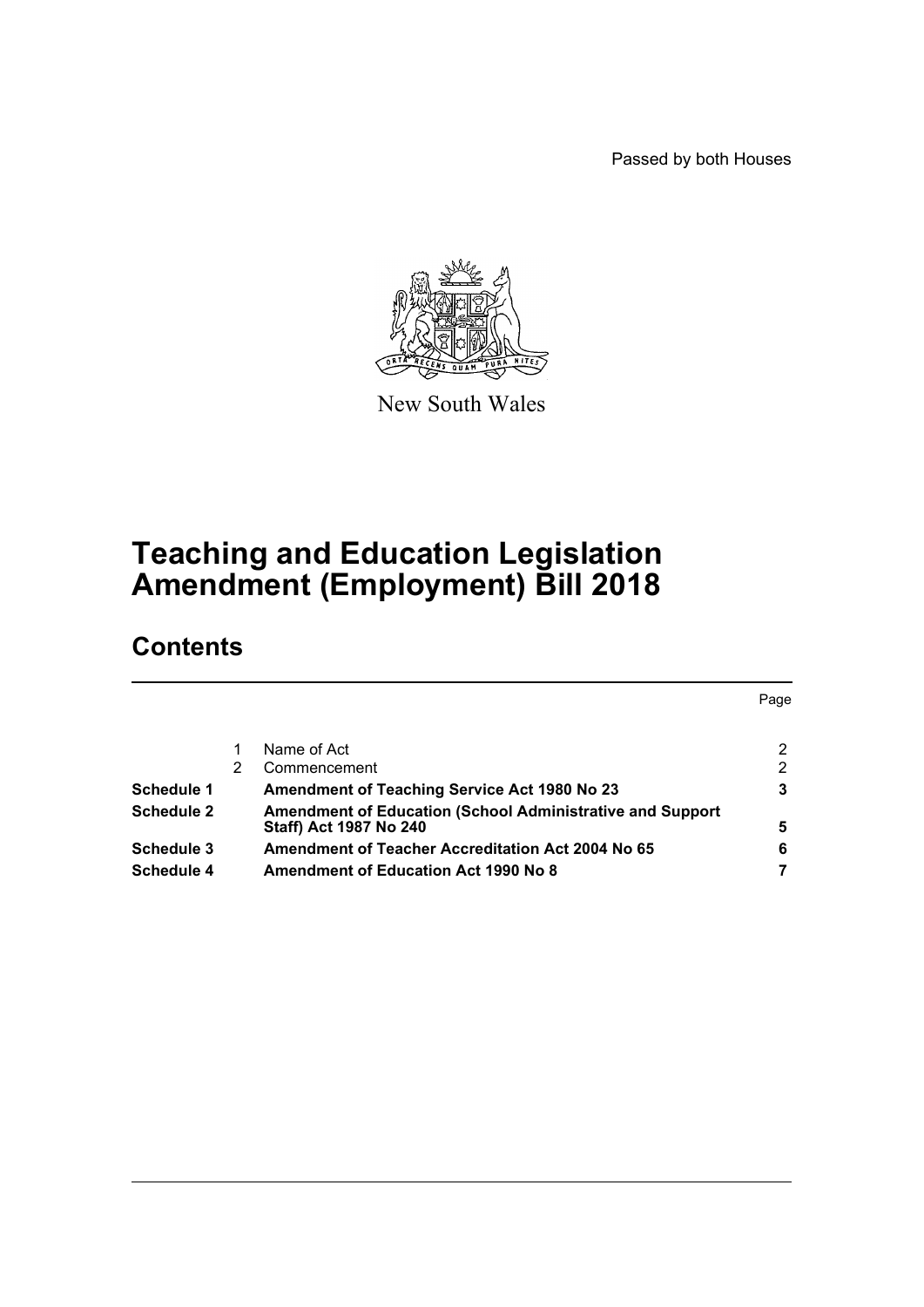Passed by both Houses

New South Wales

# Teaching and Education Legislation Amendment (Employment) Bill 2018

## Contents

| | | | Page |
|---|---|---|---|
| | 1 | Name of Act | 2 |
| | 2 | Commencement | 2 |
| **Schedule 1** | | **Amendment of Teaching Service Act 1980 No 23** | **3** |
| **Schedule 2** | | **Amendment of Education (School Administrative and Support Staff) Act 1987 No 240** | **5** |
| **Schedule 3** | | **Amendment of Teacher Accreditation Act 2004 No 65** | **6** |
| **Schedule 4** | | **Amendment of Education Act 1990 No 8** | **7** |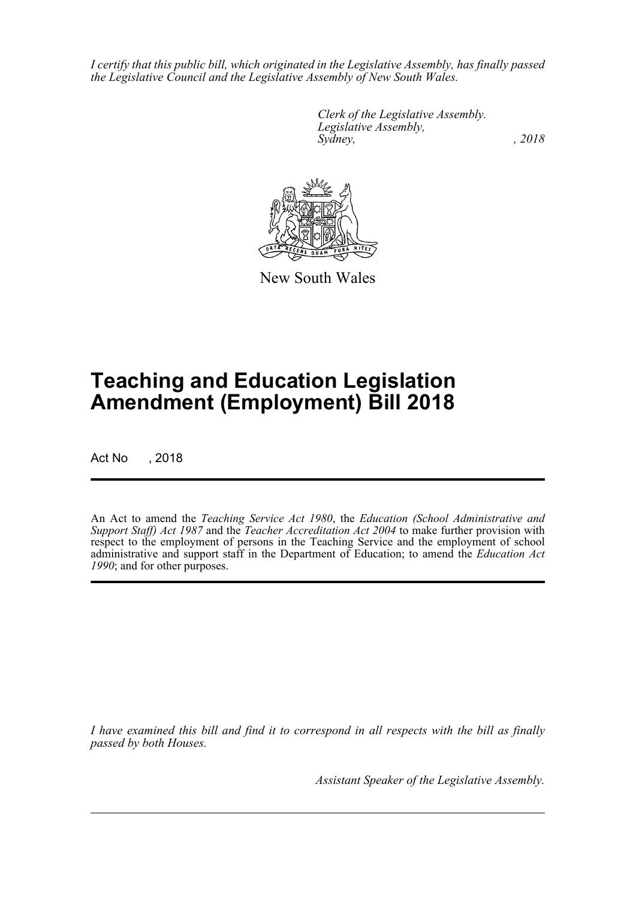*I certify that this public bill, which originated in the Legislative Assembly, has finally passed the Legislative Council and the Legislative Assembly of New South Wales.*

*Clerk of the Legislative Assembly.*
*Legislative Assembly,*
*Sydney, , 2018*

New South Wales

# Teaching and Education Legislation Amendment (Employment) Bill 2018

Act No , 2018

An Act to amend the *Teaching Service Act 1980*, the *Education (School Administrative and Support Staff) Act 1987* and the *Teacher Accreditation Act 2004* to make further provision with respect to the employment of persons in the Teaching Service and the employment of school administrative and support staff in the Department of Education; to amend the *Education Act 1990*; and for other purposes.

*I have examined this bill and find it to correspond in all respects with the bill as finally passed by both Houses.*

*Assistant Speaker of the Legislative Assembly.*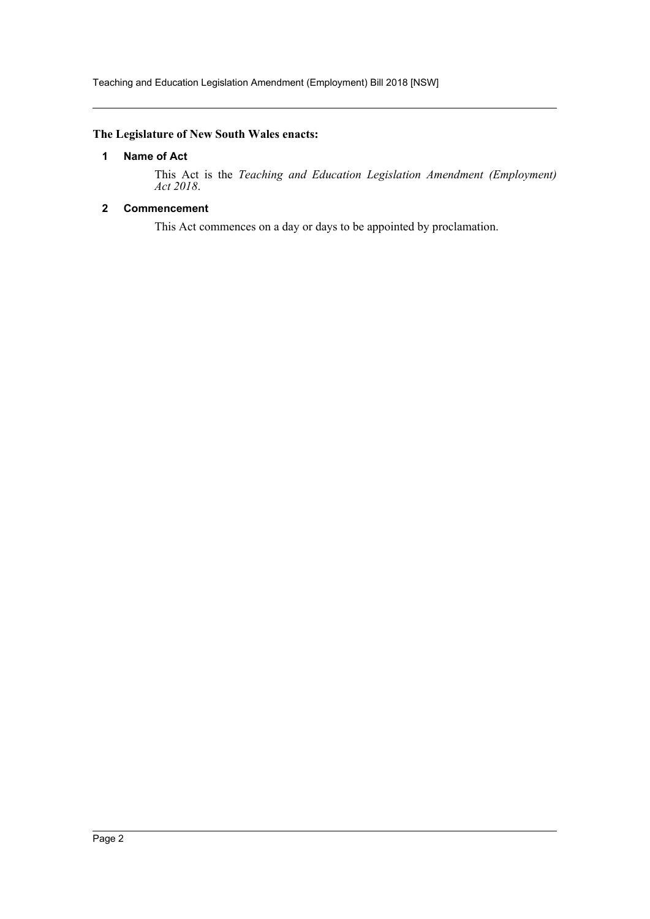**The Legislature of New South Wales enacts:**

## 1 Name of Act

This Act is the *Teaching and Education Legislation Amendment (Employment) Act 2018*.

## 2 Commencement

This Act commences on a day or days to be appointed by proclamation.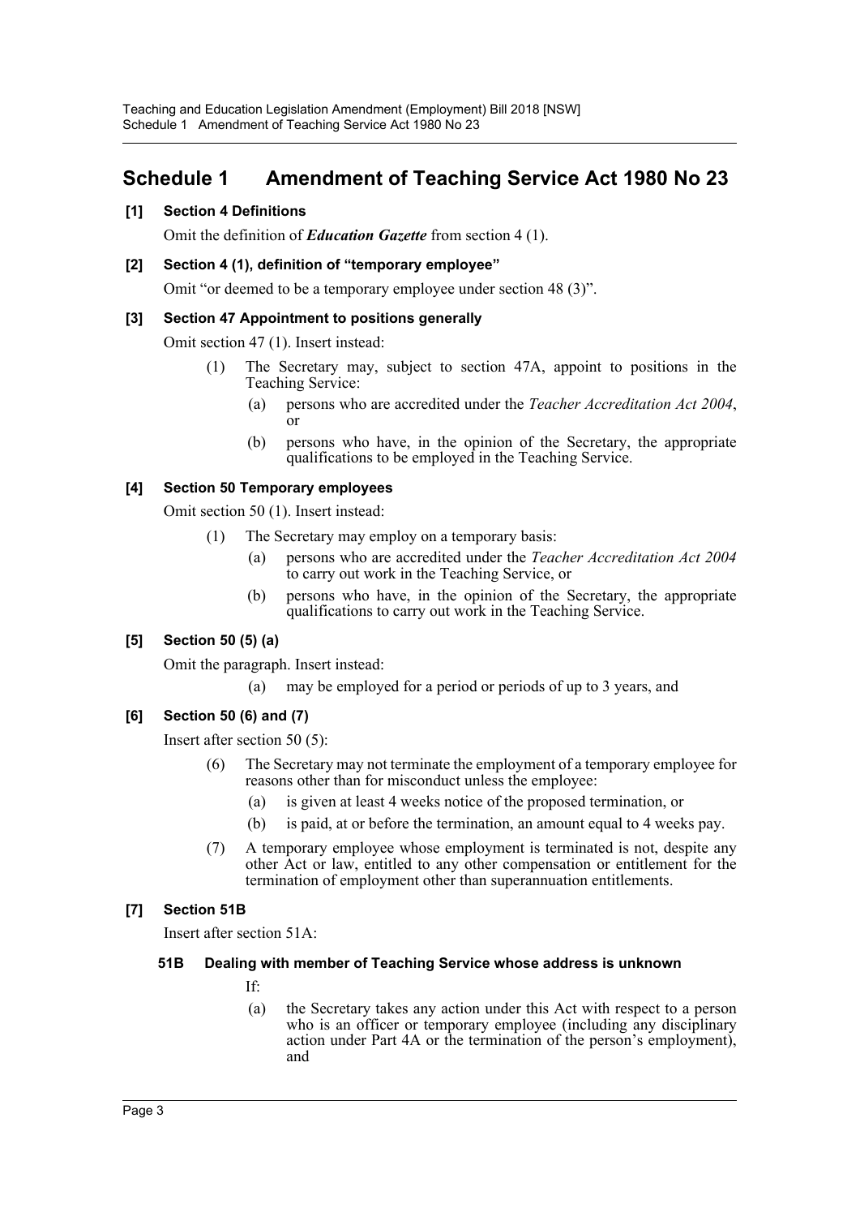# Schedule 1 Amendment of Teaching Service Act 1980 No 23

**[1] Section 4 Definitions**

Omit the definition of ***Education Gazette*** from section 4 (1).

**[2] Section 4 (1), definition of "temporary employee"**

Omit "or deemed to be a temporary employee under section 48 (3)".

**[3] Section 47 Appointment to positions generally**

Omit section 47 (1). Insert instead:

(1) The Secretary may, subject to section 47A, appoint to positions in the Teaching Service:

(a) persons who are accredited under the *Teacher Accreditation Act 2004*, or

(b) persons who have, in the opinion of the Secretary, the appropriate qualifications to be employed in the Teaching Service.

**[4] Section 50 Temporary employees**

Omit section 50 (1). Insert instead:

(1) The Secretary may employ on a temporary basis:

(a) persons who are accredited under the *Teacher Accreditation Act 2004* to carry out work in the Teaching Service, or

(b) persons who have, in the opinion of the Secretary, the appropriate qualifications to carry out work in the Teaching Service.

**[5] Section 50 (5) (a)**

Omit the paragraph. Insert instead:

(a) may be employed for a period or periods of up to 3 years, and

**[6] Section 50 (6) and (7)**

Insert after section 50 (5):

(6) The Secretary may not terminate the employment of a temporary employee for reasons other than for misconduct unless the employee:

(a) is given at least 4 weeks notice of the proposed termination, or

(b) is paid, at or before the termination, an amount equal to 4 weeks pay.

(7) A temporary employee whose employment is terminated is not, despite any other Act or law, entitled to any other compensation or entitlement for the termination of employment other than superannuation entitlements.

**[7] Section 51B**

Insert after section 51A:

**51B Dealing with member of Teaching Service whose address is unknown**

If:

(a) the Secretary takes any action under this Act with respect to a person who is an officer or temporary employee (including any disciplinary action under Part 4A or the termination of the person's employment), and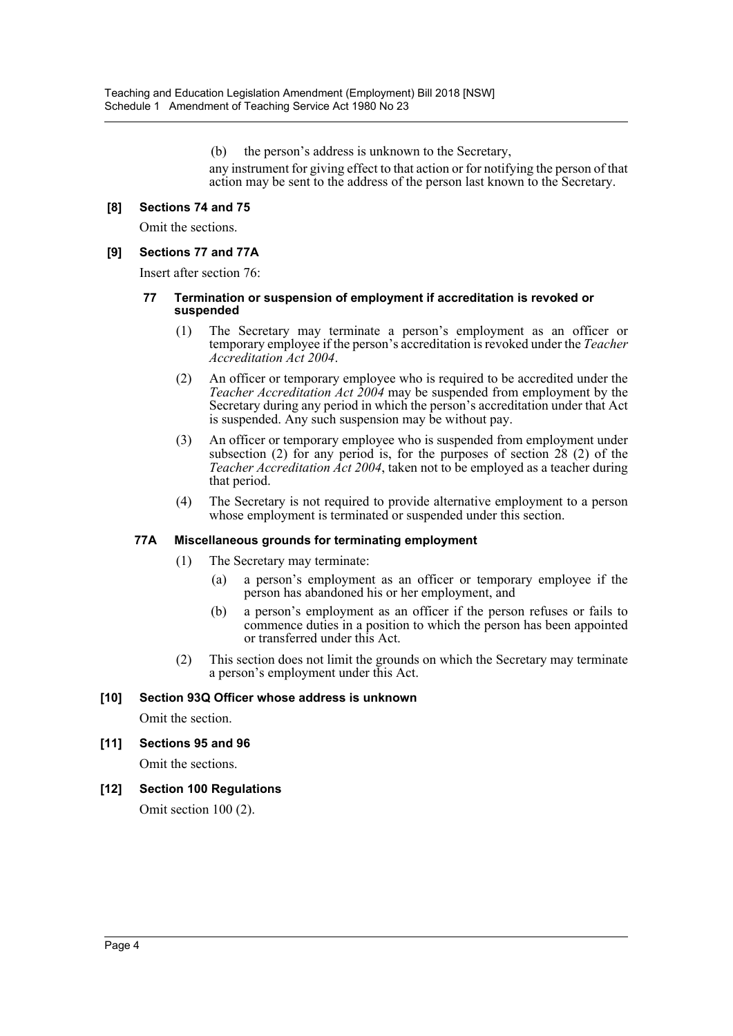(b) the person's address is unknown to the Secretary,

any instrument for giving effect to that action or for notifying the person of that action may be sent to the address of the person last known to the Secretary.

### [8] Sections 74 and 75

Omit the sections.

### [9] Sections 77 and 77A

Insert after section 76:

#### 77 Termination or suspension of employment if accreditation is revoked or suspended

(1) The Secretary may terminate a person's employment as an officer or temporary employee if the person's accreditation is revoked under the *Teacher Accreditation Act 2004*.

(2) An officer or temporary employee who is required to be accredited under the *Teacher Accreditation Act 2004* may be suspended from employment by the Secretary during any period in which the person's accreditation under that Act is suspended. Any such suspension may be without pay.

(3) An officer or temporary employee who is suspended from employment under subsection (2) for any period is, for the purposes of section 28 (2) of the *Teacher Accreditation Act 2004*, taken not to be employed as a teacher during that period.

(4) The Secretary is not required to provide alternative employment to a person whose employment is terminated or suspended under this section.

#### 77A Miscellaneous grounds for terminating employment

(1) The Secretary may terminate:

(a) a person's employment as an officer or temporary employee if the person has abandoned his or her employment, and

(b) a person's employment as an officer if the person refuses or fails to commence duties in a position to which the person has been appointed or transferred under this Act.

(2) This section does not limit the grounds on which the Secretary may terminate a person's employment under this Act.

### [10] Section 93Q Officer whose address is unknown

Omit the section.

### [11] Sections 95 and 96

Omit the sections.

### [12] Section 100 Regulations

Omit section 100 (2).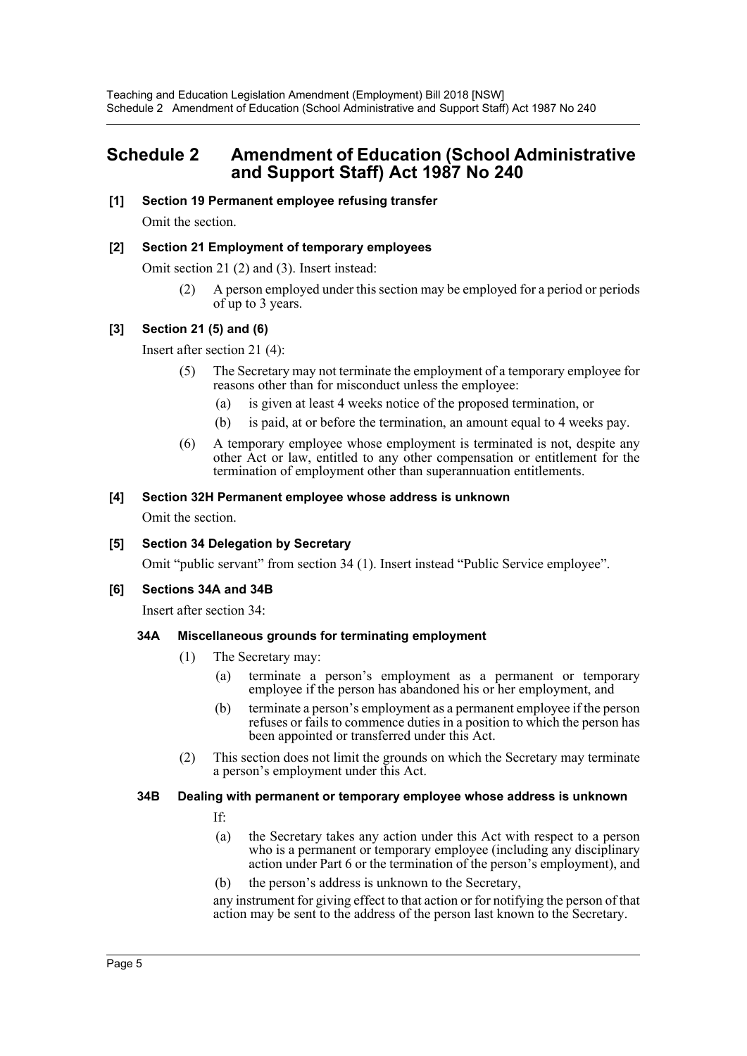## Schedule 2 Amendment of Education (School Administrative and Support Staff) Act 1987 No 240

### [1] Section 19 Permanent employee refusing transfer

Omit the section.

### [2] Section 21 Employment of temporary employees

Omit section 21 (2) and (3). Insert instead:

> (2) A person employed under this section may be employed for a period or periods of up to 3 years.

### [3] Section 21 (5) and (6)

Insert after section 21 (4):

> (5) The Secretary may not terminate the employment of a temporary employee for reasons other than for misconduct unless the employee:
>
> (a) is given at least 4 weeks notice of the proposed termination, or
>
> (b) is paid, at or before the termination, an amount equal to 4 weeks pay.
>
> (6) A temporary employee whose employment is terminated is not, despite any other Act or law, entitled to any other compensation or entitlement for the termination of employment other than superannuation entitlements.

### [4] Section 32H Permanent employee whose address is unknown

Omit the section.

### [5] Section 34 Delegation by Secretary

Omit "public servant" from section 34 (1). Insert instead "Public Service employee".

### [6] Sections 34A and 34B

Insert after section 34:

#### 34A Miscellaneous grounds for terminating employment

> (1) The Secretary may:
>
> (a) terminate a person's employment as a permanent or temporary employee if the person has abandoned his or her employment, and
>
> (b) terminate a person's employment as a permanent employee if the person refuses or fails to commence duties in a position to which the person has been appointed or transferred under this Act.
>
> (2) This section does not limit the grounds on which the Secretary may terminate a person's employment under this Act.

#### 34B Dealing with permanent or temporary employee whose address is unknown

> If:
>
> (a) the Secretary takes any action under this Act with respect to a person who is a permanent or temporary employee (including any disciplinary action under Part 6 or the termination of the person's employment), and
>
> (b) the person's address is unknown to the Secretary,
>
> any instrument for giving effect to that action or for notifying the person of that action may be sent to the address of the person last known to the Secretary.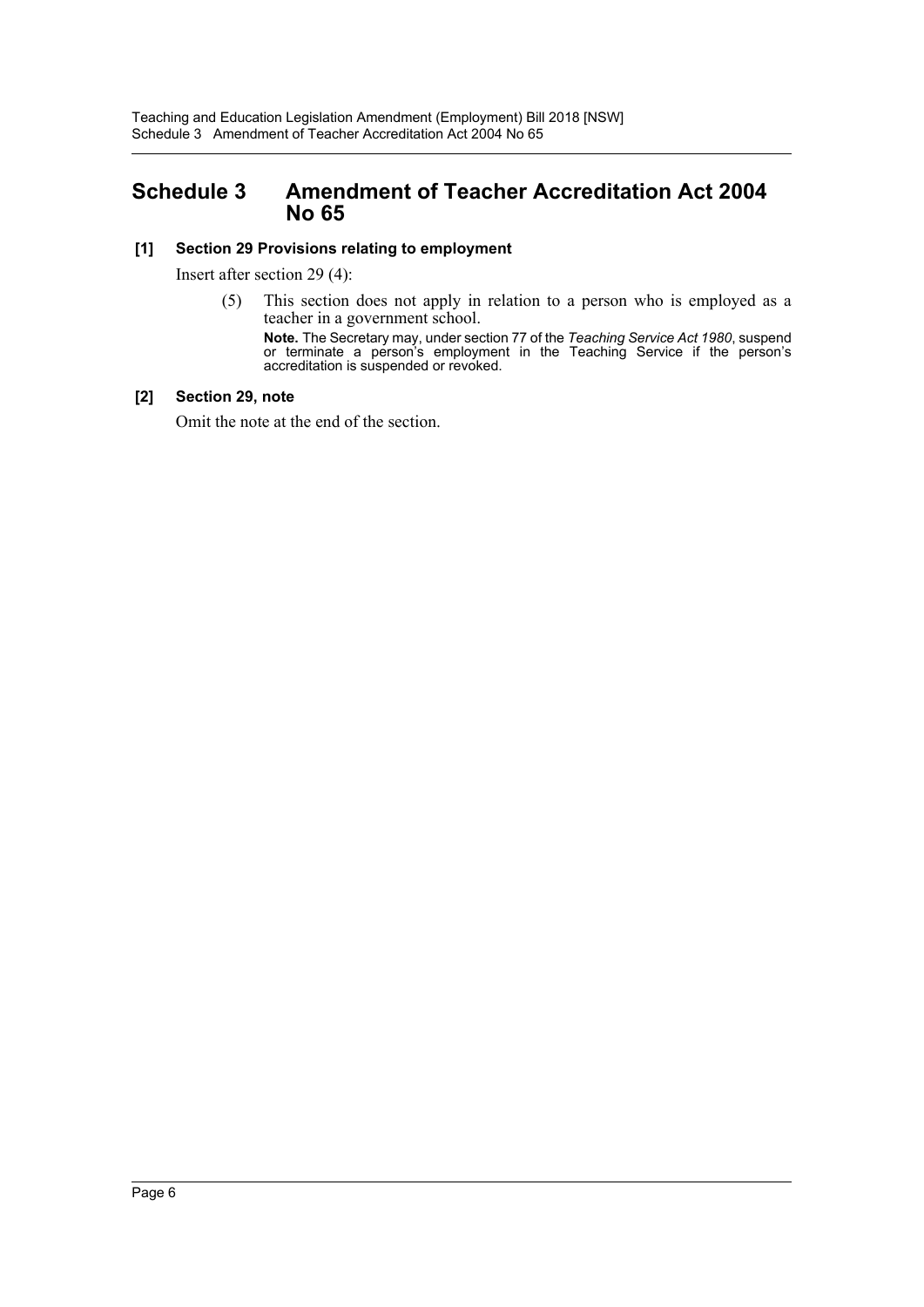# Schedule 3 Amendment of Teacher Accreditation Act 2004 No 65

### [1] Section 29 Provisions relating to employment

Insert after section 29 (4):

> (5) This section does not apply in relation to a person who is employed as a teacher in a government school.
>
> **Note.** The Secretary may, under section 77 of the *Teaching Service Act 1980*, suspend or terminate a person's employment in the Teaching Service if the person's accreditation is suspended or revoked.

### [2] Section 29, note

Omit the note at the end of the section.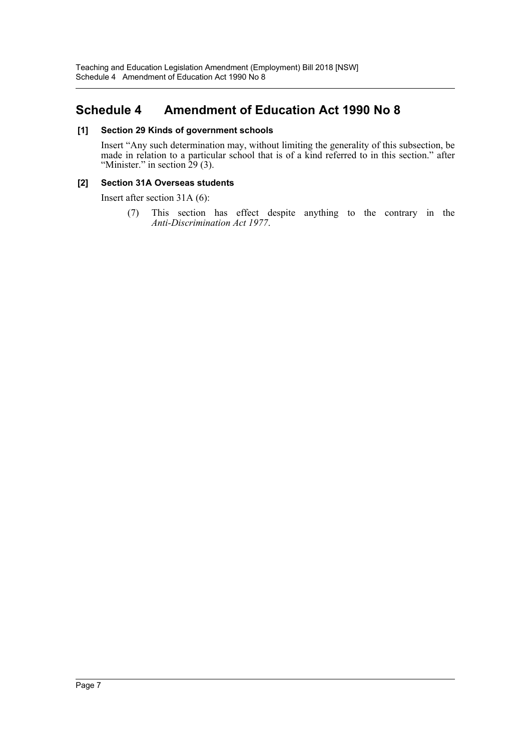## Schedule 4 Amendment of Education Act 1990 No 8

**[1] Section 29 Kinds of government schools**

Insert "Any such determination may, without limiting the generality of this subsection, be made in relation to a particular school that is of a kind referred to in this section." after "Minister." in section 29 (3).

**[2] Section 31A Overseas students**

Insert after section 31A (6):

(7) This section has effect despite anything to the contrary in the *Anti-Discrimination Act 1977*.